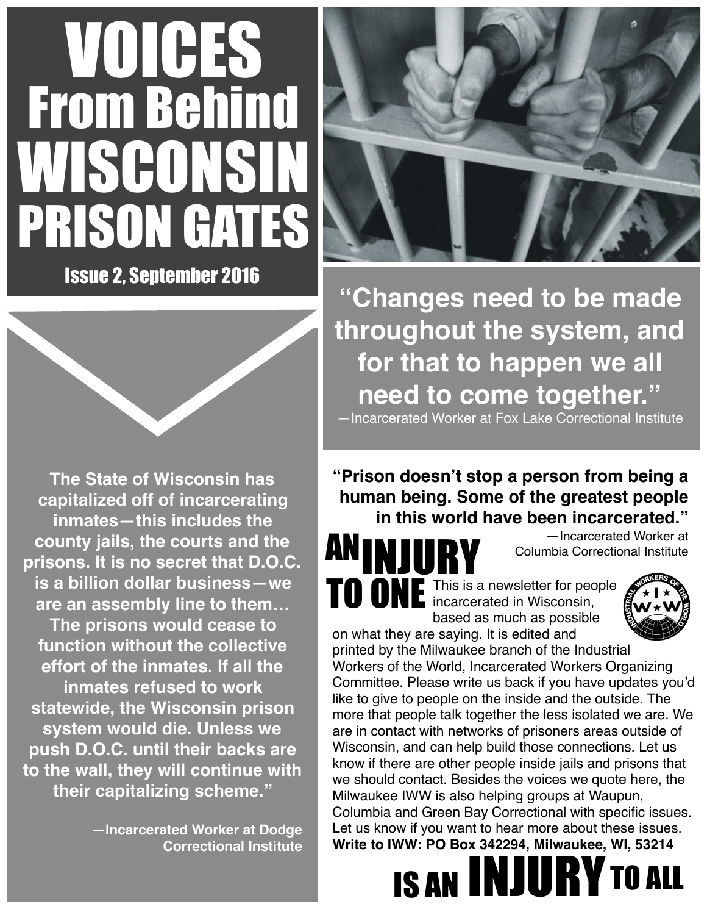# VOICES From Behind WISCONSIN PRISON GATES

Issue 2, September 2016

**"Changes need to be made throughout the system, and for that to happen we all need to come together."**

—Incarcerated Worker at Fox Lake Correctional Institute

**The State of Wisconsin has capitalized off of incarcerating inmates—this includes the county jails, the courts and the prisons. It is no secret that D.O.C. is a billion dollar business—we are an assembly line to them… The prisons would cease to function without the collective effort of the inmates. If all the inmates refused to work statewide, the Wisconsin prison system would die. Unless we push D.O.C. until their backs are to the wall, they will continue with their capitalizing scheme."**

**—Incarcerated Worker at Dodge Correctional Institute**

**"Prison doesn't stop a person from being a human being. Some of the greatest people in this world have been incarcerated."**

—Incarcerated Worker at Columbia Correctional Institute

## AN INJURY TO ONE

This is a newsletter for people incarcerated in Wisconsin, based as much as possible on what they are saying. It is edited and printed by the Milwaukee branch of the Industrial Workers of the World, Incarcerated Workers Organizing Committee. Please write us back if you have updates you'd like to give to people on the inside and the outside. The more that people talk together the less isolated we are. We are in contact with networks of prisoners areas outside of Wisconsin, and can help build those connections. Let us know if there are other people inside jails and prisons that we should contact. Besides the voices we quote here, the Milwaukee IWW is also helping groups at Waupun, Columbia and Green Bay Correctional with specific issues. Let us know if you want to hear more about these issues. **Write to IWW: PO Box 342294, Milwaukee, WI, 53214**

## IS AN INJURY TO ALL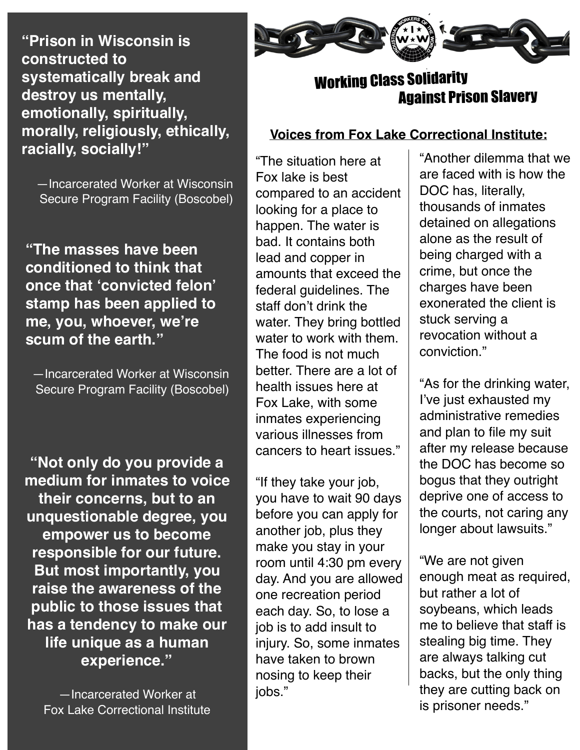**“Prison in Wisconsin is constructed to systematically break and destroy us mentally, emotionally, spiritually, morally, religiously, ethically, racially, socially!”**

—Incarcerated Worker at Wisconsin Secure Program Facility (Boscobel)

**“The masses have been conditioned to think that once that ‘convicted felon’ stamp has been applied to me, you, whoever, we’re scum of the earth.”**

—Incarcerated Worker at Wisconsin Secure Program Facility (Boscobel)

**“Not only do you provide a medium for inmates to voice their concerns, but to an unquestionable degree, you empower us to become responsible for our future. But most importantly, you raise the awareness of the public to those issues that has a tendency to make our life unique as a human experience.”**

—Incarcerated Worker at Fox Lake Correctional Institute

## Working Class Solidarity Against Prison Slavery

**Voices from Fox Lake Correctional Institute:**

“The situation here at Fox lake is best compared to an accident looking for a place to happen. The water is bad. It contains both lead and copper in amounts that exceed the federal guidelines. The staff don’t drink the water. They bring bottled water to work with them. The food is not much better. There are a lot of health issues here at Fox Lake, with some inmates experiencing various illnesses from cancers to heart issues.”

“If they take your job, you have to wait 90 days before you can apply for another job, plus they make you stay in your room until 4:30 pm every day. And you are allowed one recreation period each day. So, to lose a job is to add insult to injury. So, some inmates have taken to brown nosing to keep their jobs.”

“Another dilemma that we are faced with is how the DOC has, literally, thousands of inmates detained on allegations alone as the result of being charged with a crime, but once the charges have been exonerated the client is stuck serving a revocation without a conviction.”

“As for the drinking water, I’ve just exhausted my administrative remedies and plan to file my suit after my release because the DOC has become so bogus that they outright deprive one of access to the courts, not caring any longer about lawsuits.”

“We are not given enough meat as required, but rather a lot of soybeans, which leads me to believe that staff is stealing big time. They are always talking cut backs, but the only thing they are cutting back on is prisoner needs.”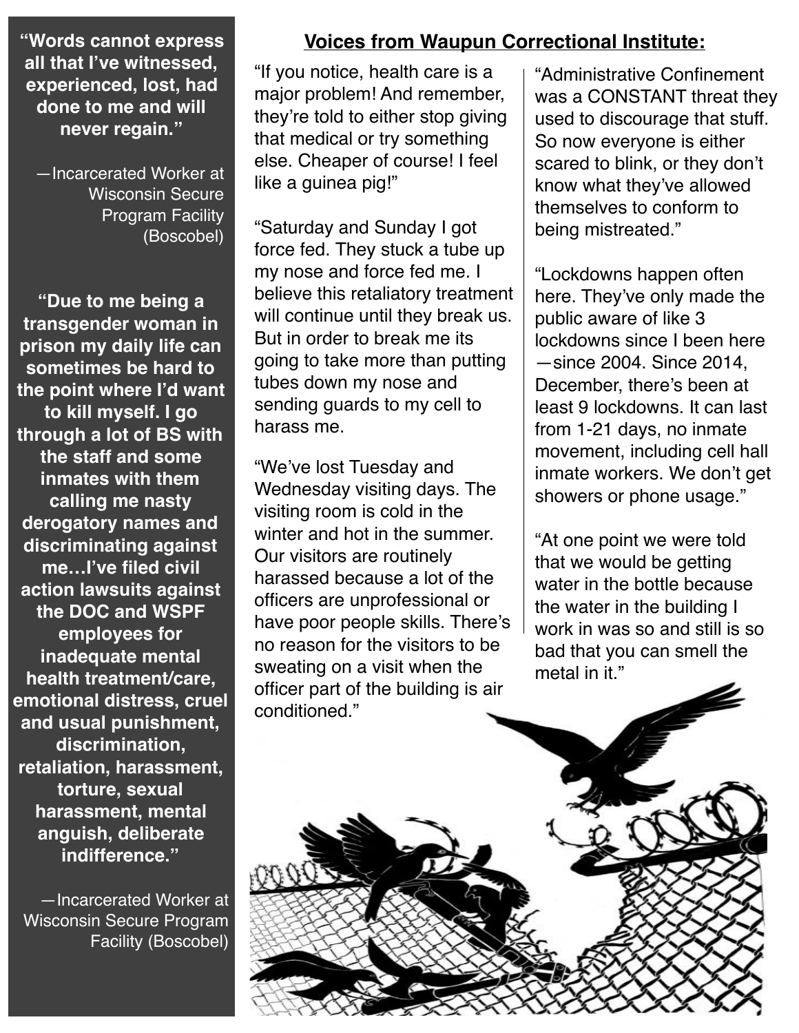**"Words cannot express all that I've witnessed, experienced, lost, had done to me and will never regain."**

—Incarcerated Worker at Wisconsin Secure Program Facility (Boscobel)

**"Due to me being a transgender woman in prison my daily life can sometimes be hard to the point where I'd want to kill myself. I go through a lot of BS with the staff and some inmates with them calling me nasty derogatory names and discriminating against me…I've filed civil action lawsuits against the DOC and WSPF employees for inadequate mental health treatment/care, emotional distress, cruel and usual punishment, discrimination, retaliation, harassment, torture, sexual harassment, mental anguish, deliberate indifference."**

—Incarcerated Worker at Wisconsin Secure Program Facility (Boscobel)

## Voices from Waupun Correctional Institute:

"If you notice, health care is a major problem! And remember, they're told to either stop giving that medical or try something else. Cheaper of course! I feel like a guinea pig!"

"Saturday and Sunday I got force fed. They stuck a tube up my nose and force fed me. I believe this retaliatory treatment will continue until they break us. But in order to break me its going to take more than putting tubes down my nose and sending guards to my cell to harass me.

"We've lost Tuesday and Wednesday visiting days. The visiting room is cold in the winter and hot in the summer. Our visitors are routinely harassed because a lot of the officers are unprofessional or have poor people skills. There's no reason for the visitors to be sweating on a visit when the officer part of the building is air conditioned."

"Administrative Confinement was a CONSTANT threat they used to discourage that stuff. So now everyone is either scared to blink, or they don't know what they've allowed themselves to conform to being mistreated."

"Lockdowns happen often here. They've only made the public aware of like 3 lockdowns since I been here —since 2004. Since 2014, December, there's been at least 9 lockdowns. It can last from 1-21 days, no inmate movement, including cell hall inmate workers. We don't get showers or phone usage."

"At one point we were told that we would be getting water in the bottle because the water in the building I work in was so and still is so bad that you can smell the metal in it."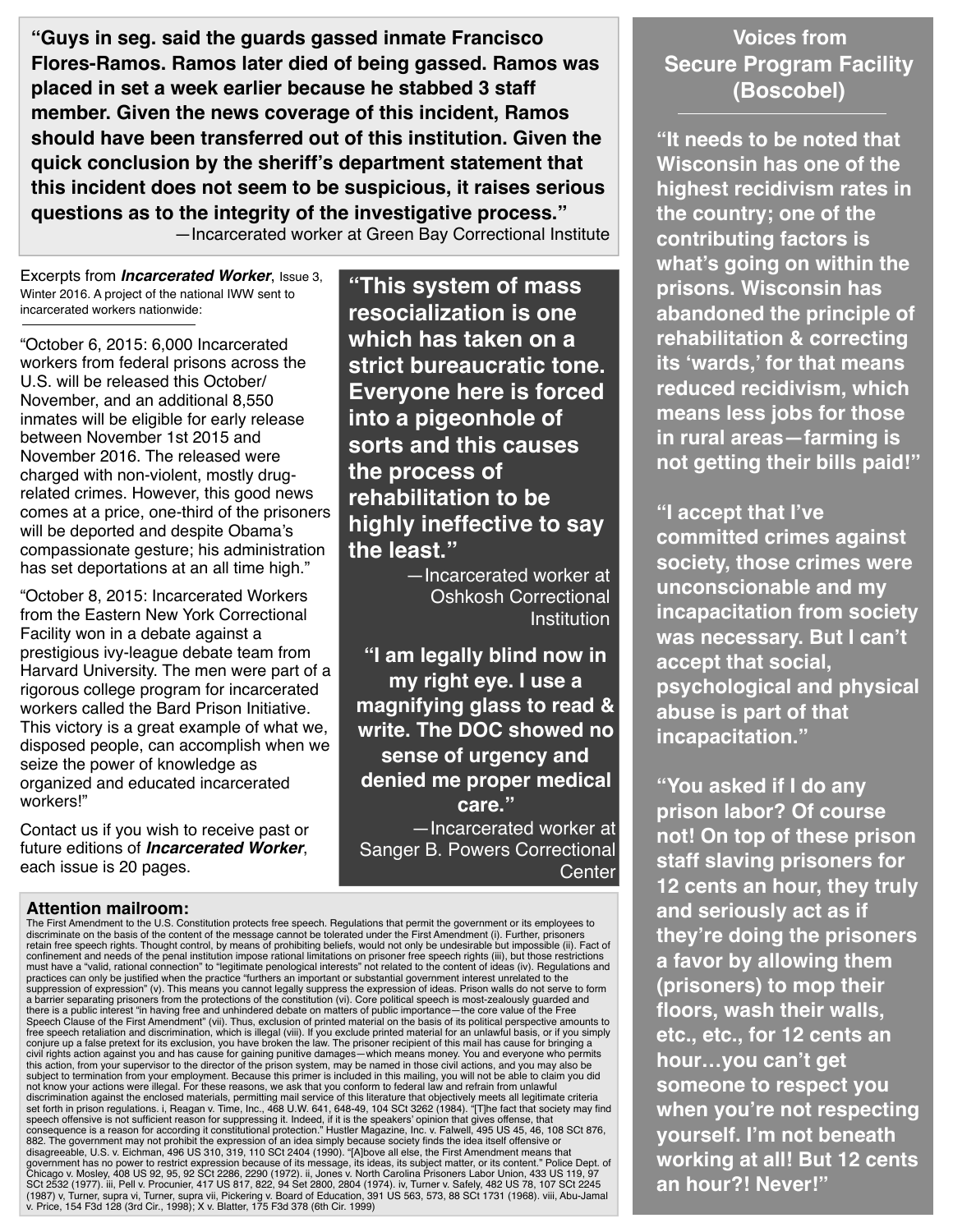**"Guys in seg. said the guards gassed inmate Francisco Flores-Ramos. Ramos later died of being gassed. Ramos was placed in set a week earlier because he stabbed 3 staff member. Given the news coverage of this incident, Ramos should have been transferred out of this institution. Given the quick conclusion by the sheriff's department statement that this incident does not seem to be suspicious, it raises serious questions as to the integrity of the investigative process."**

—Incarcerated worker at Green Bay Correctional Institute

Excerpts from ***Incarcerated Worker***, Issue 3, Winter 2016. A project of the national IWW sent to incarcerated workers nationwide:

"October 6, 2015: 6,000 Incarcerated workers from federal prisons across the U.S. will be released this October/November, and an additional 8,550 inmates will be eligible for early release between November 1st 2015 and November 2016. The released were charged with non-violent, mostly drug-related crimes. However, this good news comes at a price, one-third of the prisoners will be deported and despite Obama's compassionate gesture; his administration has set deportations at an all time high."

"October 8, 2015: Incarcerated Workers from the Eastern New York Correctional Facility won in a debate against a prestigious ivy-league debate team from Harvard University. The men were part of a rigorous college program for incarcerated workers called the Bard Prison Initiative. This victory is a great example of what we, disposed people, can accomplish when we seize the power of knowledge as organized and educated incarcerated workers!"

Contact us if you wish to receive past or future editions of ***Incarcerated Worker***, each issue is 20 pages.

**"This system of mass resocialization is one which has taken on a strict bureaucratic tone. Everyone here is forced into a pigeonhole of sorts and this causes the process of rehabilitation to be highly ineffective to say the least."**

—Incarcerated worker at Oshkosh Correctional Institution

**"I am legally blind now in my right eye. I use a magnifying glass to read & write. The DOC showed no sense of urgency and denied me proper medical care."**

—Incarcerated worker at Sanger B. Powers Correctional Center

## Voices from Secure Program Facility (Boscobel)

**"It needs to be noted that Wisconsin has one of the highest recidivism rates in the country; one of the contributing factors is what's going on within the prisons. Wisconsin has abandoned the principle of rehabilitation & correcting its 'wards,' for that means reduced recidivism, which means less jobs for those in rural areas—farming is not getting their bills paid!"**

**"I accept that I've committed crimes against society, those crimes were unconscionable and my incapacitation from society was necessary. But I can't accept that social, psychological and physical abuse is part of that incapacitation."**

**"You asked if I do any prison labor? Of course not! On top of these prison staff slaving prisoners for 12 cents an hour, they truly and seriously act as if they're doing the prisoners a favor by allowing them (prisoners) to mop their floors, wash their walls, etc., etc., for 12 cents an hour…you can't get someone to respect you when you're not respecting yourself. I'm not beneath working at all! But 12 cents an hour?! Never!"**

**Attention mailroom:**

The First Amendment to the U.S. Constitution protects free speech. Regulations that permit the government or its employees to discriminate on the basis of the content of the message cannot be tolerated under the First Amendment (i). Further, prisoners retain free speech rights. Thought control, by means of prohibiting beliefs, would not only be undesirable but impossible (ii). Fact of confinement and needs of the penal institution impose rational limitations on prisoner free speech rights (iii), but those restrictions must have a "valid, rational connection" to "legitimate penological interests" not related to the content of ideas (iv). Regulations and practices can only be justified when the practice "furthers an important or substantial government interest unrelated to the suppression of expression" (v). This means you cannot legally suppress the expression of ideas. Prison walls do not serve to form a barrier separating prisoners from the protections of the constitution (vi). Core political speech is most-zealously guarded and there is a public interest "in having free and unhindered debate on matters of public importance—the core value of the Free Speech Clause of the First Amendment" (vii). Thus, exclusion of printed material on the basis of its political perspective amounts to free speech retaliation and discrimination, which is illegal (viii). If you exclude printed material for an unlawful basis, or if you simply conjure up a false pretext for its exclusion, you have broken the law. The prisoner recipient of this mail has cause for bringing a civil rights action against you and has cause for gaining punitive damages—which means money. You and everyone who permits this action, from your supervisor to the director of the prison system, may be named in those civil actions, and you may also be subject to termination from your employment. Because this primer is included in this mailing, you will not be able to claim you did not know your actions were illegal. For these reasons, we ask that you conform to federal law and refrain from unlawful discrimination against the enclosed materials, permitting mail service of this literature that objectively meets all legitimate criteria set forth in prison regulations. i, Reagan v. Time, Inc., 468 U.W. 641, 648-49, 104 SCt 3262 (1984). "[T]he fact that society may find speech offensive is not sufficient reason for suppressing it. Indeed, if it is the speakers' opinion that gives offense, that consequence is a reason for according it constitutional protection." Hustler Magazine, Inc. v. Falwell, 495 US 45, 46, 108 SCt 876, 882. The government may not prohibit the expression of an idea simply because society finds the idea itself offensive or disagreeable, U.S. v. Eichman, 496 US 310, 319, 110 SCt 2404 (1990). "[A]bove all else, the First Amendment means that government has no power to restrict expression because of its message, its ideas, its subject matter, or its content." Police Dept. of Chicago v. Mosley, 408 US 92, 95, 92 SCt 2286, 2290 (1972). ii, Jones v. North Carolina Prisoners Labor Union, 433 US 119, 97 SCt 2532 (1977). iii, Pell v. Procunier, 417 US 817, 822, 94 Set 2800, 2804 (1974). iv, Turner v. Safely, 482 US 78, 107 SCt 2245 (1987) v, Turner, supra vi, Turner, supra vii, Pickering v. Board of Education, 391 US 563, 573, 88 SCt 1731 (1968). viii, Abu-Jamal v. Price, 154 F3d 128 (3rd Cir., 1998); X v. Blatter, 175 F3d 378 (6th Cir. 1999)